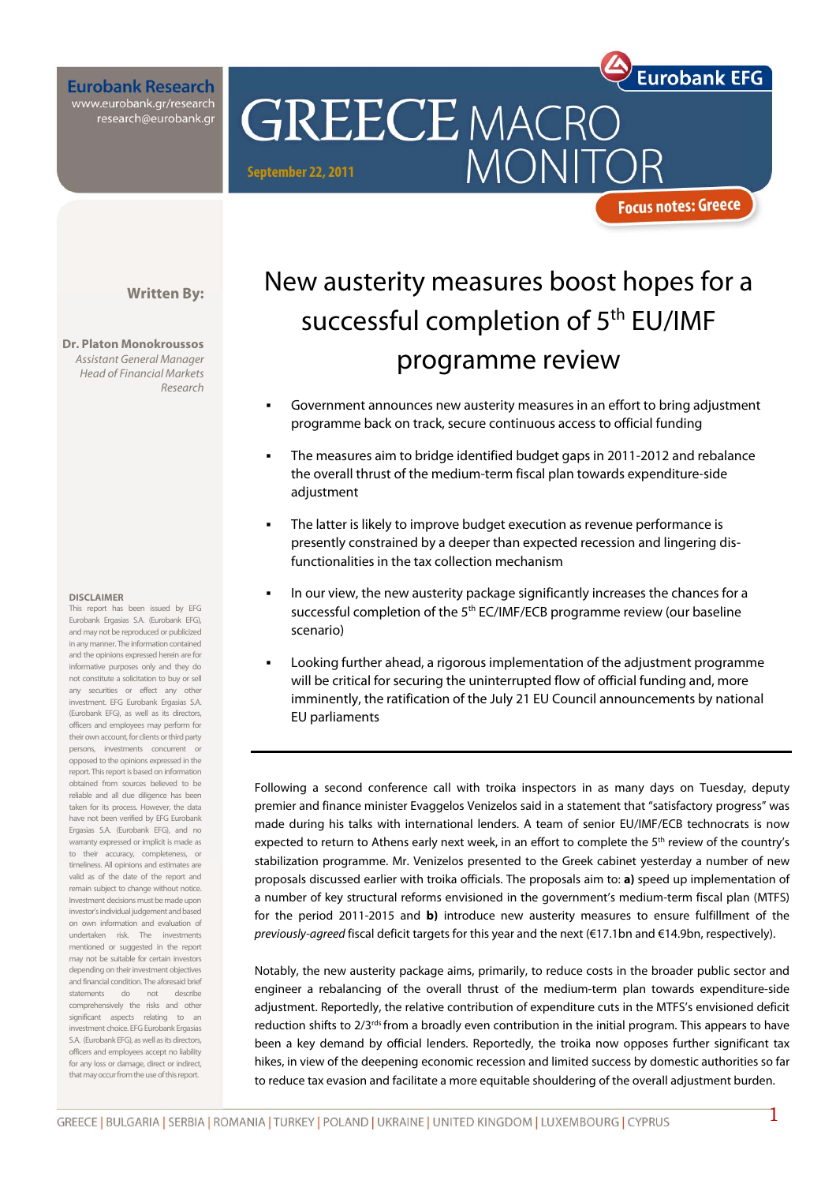# GREECE MACRO MONITOR

**Eurobank Research**
www.eurobank.gr/research
research@eurobank.gr

Eurobank EFG

September 22, 2011

Focus notes: Greece

**Written By:**

**Dr. Platon Monokroussos**
*Assistant General Manager*
*Head of Financial Markets Research*

## New austerity measures boost hopes for a successful completion of 5th EU/IMF programme review

- Government announces new austerity measures in an effort to bring adjustment programme back on track, secure continuous access to official funding
- The measures aim to bridge identified budget gaps in 2011-2012 and rebalance the overall thrust of the medium-term fiscal plan towards expenditure-side adjustment
- The latter is likely to improve budget execution as revenue performance is presently constrained by a deeper than expected recession and lingering dis-functionalities in the tax collection mechanism
- In our view, the new austerity package significantly increases the chances for a successful completion of the 5th EC/IMF/ECB programme review (our baseline scenario)
- Looking further ahead, a rigorous implementation of the adjustment programme will be critical for securing the uninterrupted flow of official funding and, more imminently, the ratification of the July 21 EU Council announcements by national EU parliaments

Following a second conference call with troika inspectors in as many days on Tuesday, deputy premier and finance minister Evaggelos Venizelos said in a statement that "satisfactory progress" was made during his talks with international lenders. A team of senior EU/IMF/ECB technocrats is now expected to return to Athens early next week, in an effort to complete the 5th review of the country's stabilization programme. Mr. Venizelos presented to the Greek cabinet yesterday a number of new proposals discussed earlier with troika officials. The proposals aim to: **a)** speed up implementation of a number of key structural reforms envisioned in the government's medium-term fiscal plan (MTFS) for the period 2011-2015 and **b)** introduce new austerity measures to ensure fulfillment of the *previously-agreed* fiscal deficit targets for this year and the next (€17.1bn and €14.9bn, respectively).

Notably, the new austerity package aims, primarily, to reduce costs in the broader public sector and engineer a rebalancing of the overall thrust of the medium-term plan towards expenditure-side adjustment. Reportedly, the relative contribution of expenditure cuts in the MTFS's envisioned deficit reduction shifts to 2/3rds from a broadly even contribution in the initial program. This appears to have been a key demand by official lenders. Reportedly, the troika now opposes further significant tax hikes, in view of the deepening economic recession and limited success by domestic authorities so far to reduce tax evasion and facilitate a more equitable shouldering of the overall adjustment burden.

**DISCLAIMER**
This report has been issued by EFG Eurobank Ergasias S.A. (Eurobank EFG), and may not be reproduced or publicized in any manner. The information contained and the opinions expressed herein are for informative purposes only and they do not constitute a solicitation to buy or sell any securities or effect any other investment. EFG Eurobank Ergasias S.A. (Eurobank EFG), as well as its directors, officers and employees may perform for their own account, for clients or third party persons, investments concurrent or opposed to the opinions expressed in the report. This report is based on information obtained from sources believed to be reliable and all due diligence has been taken for its process. However, the data have not been verified by EFG Eurobank Ergasias S.A. (Eurobank EFG), and no warranty expressed or implicit is made as to their accuracy, completeness, or timeliness. All opinions and estimates are valid as of the date of the report and remain subject to change without notice. Investment decisions must be made upon investor's individual judgement and based on own information and evaluation of undertaken risk. The investments mentioned or suggested in the report may not be suitable for certain investors depending on their investment objectives and financial condition. The aforesaid brief statements do not describe comprehensively the risks and other significant aspects relating to an investment choice. EFG Eurobank Ergasias S.A. (Eurobank EFG), as well as its directors, officers and employees accept no liability for any loss or damage, direct or indirect, that may occur from the use of this report.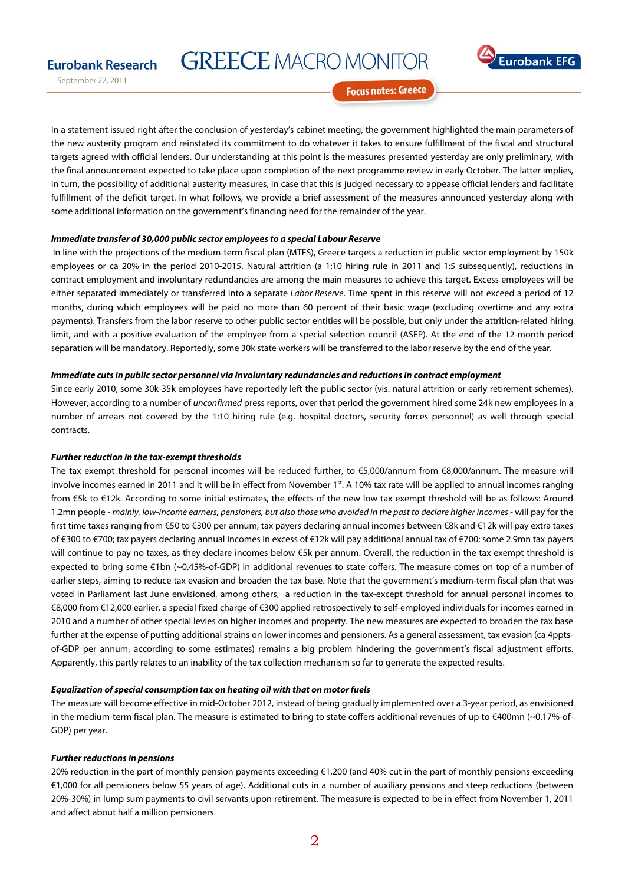In a statement issued right after the conclusion of yesterday's cabinet meeting, the government highlighted the main parameters of the new austerity program and reinstated its commitment to do whatever it takes to ensure fulfillment of the fiscal and structural targets agreed with official lenders. Our understanding at this point is the measures presented yesterday are only preliminary, with the final announcement expected to take place upon completion of the next programme review in early October. The latter implies, in turn, the possibility of additional austerity measures, in case that this is judged necessary to appease official lenders and facilitate fulfillment of the deficit target. In what follows, we provide a brief assessment of the measures announced yesterday along with some additional information on the government's financing need for the remainder of the year.

***Immediate transfer of 30,000 public sector employees to a special Labour Reserve***

In line with the projections of the medium-term fiscal plan (MTFS), Greece targets a reduction in public sector employment by 150k employees or ca 20% in the period 2010-2015. Natural attrition (a 1:10 hiring rule in 2011 and 1:5 subsequently), reductions in contract employment and involuntary redundancies are among the main measures to achieve this target. Excess employees will be either separated immediately or transferred into a separate *Labor Reserve*. Time spent in this reserve will not exceed a period of 12 months, during which employees will be paid no more than 60 percent of their basic wage (excluding overtime and any extra payments). Transfers from the labor reserve to other public sector entities will be possible, but only under the attrition-related hiring limit, and with a positive evaluation of the employee from a special selection council (ASEP). At the end of the 12-month period separation will be mandatory. Reportedly, some 30k state workers will be transferred to the labor reserve by the end of the year.

***Immediate cuts in public sector personnel via involuntary redundancies and reductions in contract employment***

Since early 2010, some 30k-35k employees have reportedly left the public sector (vis. natural attrition or early retirement schemes). However, according to a number of *unconfirmed* press reports, over that period the government hired some 24k new employees in a number of arrears not covered by the 1:10 hiring rule (e.g. hospital doctors, security forces personnel) as well through special contracts.

***Further reduction in the tax-exempt thresholds***

The tax exempt threshold for personal incomes will be reduced further, to €5,000/annum from €8,000/annum. The measure will involve incomes earned in 2011 and it will be in effect from November 1st. A 10% tax rate will be applied to annual incomes ranging from €5k to €12k. According to some initial estimates, the effects of the new low tax exempt threshold will be as follows: Around 1.2mn people - *mainly, low-income earners, pensioners, but also those who avoided in the past to declare higher incomes* - will pay for the first time taxes ranging from €50 to €300 per annum; tax payers declaring annual incomes between €8k and €12k will pay extra taxes of €300 to €700; tax payers declaring annual incomes in excess of €12k will pay additional annual tax of €700; some 2.9mn tax payers will continue to pay no taxes, as they declare incomes below €5k per annum. Overall, the reduction in the tax exempt threshold is expected to bring some €1bn (~0.45%-of-GDP) in additional revenues to state coffers. The measure comes on top of a number of earlier steps, aiming to reduce tax evasion and broaden the tax base. Note that the government's medium-term fiscal plan that was voted in Parliament last June envisioned, among others, a reduction in the tax-except threshold for annual personal incomes to €8,000 from €12,000 earlier, a special fixed charge of €300 applied retrospectively to self-employed individuals for incomes earned in 2010 and a number of other special levies on higher incomes and property. The new measures are expected to broaden the tax base further at the expense of putting additional strains on lower incomes and pensioners. As a general assessment, tax evasion (ca 4ppts-of-GDP per annum, according to some estimates) remains a big problem hindering the government's fiscal adjustment efforts. Apparently, this partly relates to an inability of the tax collection mechanism so far to generate the expected results.

***Equalization of special consumption tax on heating oil with that on motor fuels***

The measure will become effective in mid-October 2012, instead of being gradually implemented over a 3-year period, as envisioned in the medium-term fiscal plan. The measure is estimated to bring to state coffers additional revenues of up to €400mn (~0.17%-of-GDP) per year.

***Further reductions in pensions***

20% reduction in the part of monthly pension payments exceeding €1,200 (and 40% cut in the part of monthly pensions exceeding €1,000 for all pensioners below 55 years of age). Additional cuts in a number of auxiliary pensions and steep reductions (between 20%-30%) in lump sum payments to civil servants upon retirement. The measure is expected to be in effect from November 1, 2011 and affect about half a million pensioners.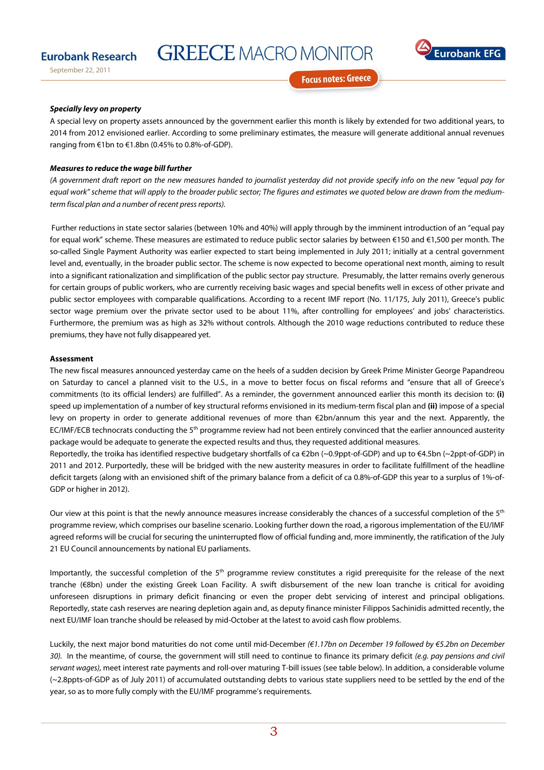***Specially levy on property***

A special levy on property assets announced by the government earlier this month is likely by extended for two additional years, to 2014 from 2012 envisioned earlier. According to some preliminary estimates, the measure will generate additional annual revenues ranging from €1bn to €1.8bn (0.45% to 0.8%-of-GDP).

***Measures to reduce the wage bill further***

*(A government draft report on the new measures handed to journalist yesterday did not provide specify info on the new "equal pay for equal work" scheme that will apply to the broader public sector; The figures and estimates we quoted below are drawn from the medium-term fiscal plan and a number of recent press reports).*

Further reductions in state sector salaries (between 10% and 40%) will apply through by the imminent introduction of an "equal pay for equal work" scheme. These measures are estimated to reduce public sector salaries by between €150 and €1,500 per month. The so-called Single Payment Authority was earlier expected to start being implemented in July 2011; initially at a central government level and, eventually, in the broader public sector. The scheme is now expected to become operational next month, aiming to result into a significant rationalization and simplification of the public sector pay structure. Presumably, the latter remains overly generous for certain groups of public workers, who are currently receiving basic wages and special benefits well in excess of other private and public sector employees with comparable qualifications. According to a recent IMF report (No. 11/175, July 2011), Greece's public sector wage premium over the private sector used to be about 11%, after controlling for employees' and jobs' characteristics. Furthermore, the premium was as high as 32% without controls. Although the 2010 wage reductions contributed to reduce these premiums, they have not fully disappeared yet.

**Assessment**

The new fiscal measures announced yesterday came on the heels of a sudden decision by Greek Prime Minister George Papandreou on Saturday to cancel a planned visit to the U.S., in a move to better focus on fiscal reforms and "ensure that all of Greece's commitments (to its official lenders) are fulfilled". As a reminder, the government announced earlier this month its decision to: **(i)** speed up implementation of a number of key structural reforms envisioned in its medium-term fiscal plan and **(ii)** impose of a special levy on property in order to generate additional revenues of more than €2bn/annum this year and the next. Apparently, the EC/IMF/ECB technocrats conducting the 5th programme review had not been entirely convinced that the earlier announced austerity package would be adequate to generate the expected results and thus, they requested additional measures.

Reportedly, the troika has identified respective budgetary shortfalls of ca €2bn (~0.9ppt-of-GDP) and up to €4.5bn (~2ppt-of-GDP) in 2011 and 2012. Purportedly, these will be bridged with the new austerity measures in order to facilitate fulfillment of the headline deficit targets (along with an envisioned shift of the primary balance from a deficit of ca 0.8%-of-GDP this year to a surplus of 1%-of-GDP or higher in 2012).

Our view at this point is that the newly announce measures increase considerably the chances of a successful completion of the 5th programme review, which comprises our baseline scenario. Looking further down the road, a rigorous implementation of the EU/IMF agreed reforms will be crucial for securing the uninterrupted flow of official funding and, more imminently, the ratification of the July 21 EU Council announcements by national EU parliaments.

Importantly, the successful completion of the 5th programme review constitutes a rigid prerequisite for the release of the next tranche (€8bn) under the existing Greek Loan Facility. A swift disbursement of the new loan tranche is critical for avoiding unforeseen disruptions in primary deficit financing or even the proper debt servicing of interest and principal obligations. Reportedly, state cash reserves are nearing depletion again and, as deputy finance minister Filippos Sachinidis admitted recently, the next EU/IMF loan tranche should be released by mid-October at the latest to avoid cash flow problems.

Luckily, the next major bond maturities do not come until mid-December *(€1.17bn on December 19 followed by €5.2bn on December 30).* In the meantime, of course, the government will still need to continue to finance its primary deficit *(e.g. pay pensions and civil servant wages),* meet interest rate payments and roll-over maturing T-bill issues (see table below). In addition, a considerable volume (~2.8ppts-of-GDP as of July 2011) of accumulated outstanding debts to various state suppliers need to be settled by the end of the year, so as to more fully comply with the EU/IMF programme's requirements.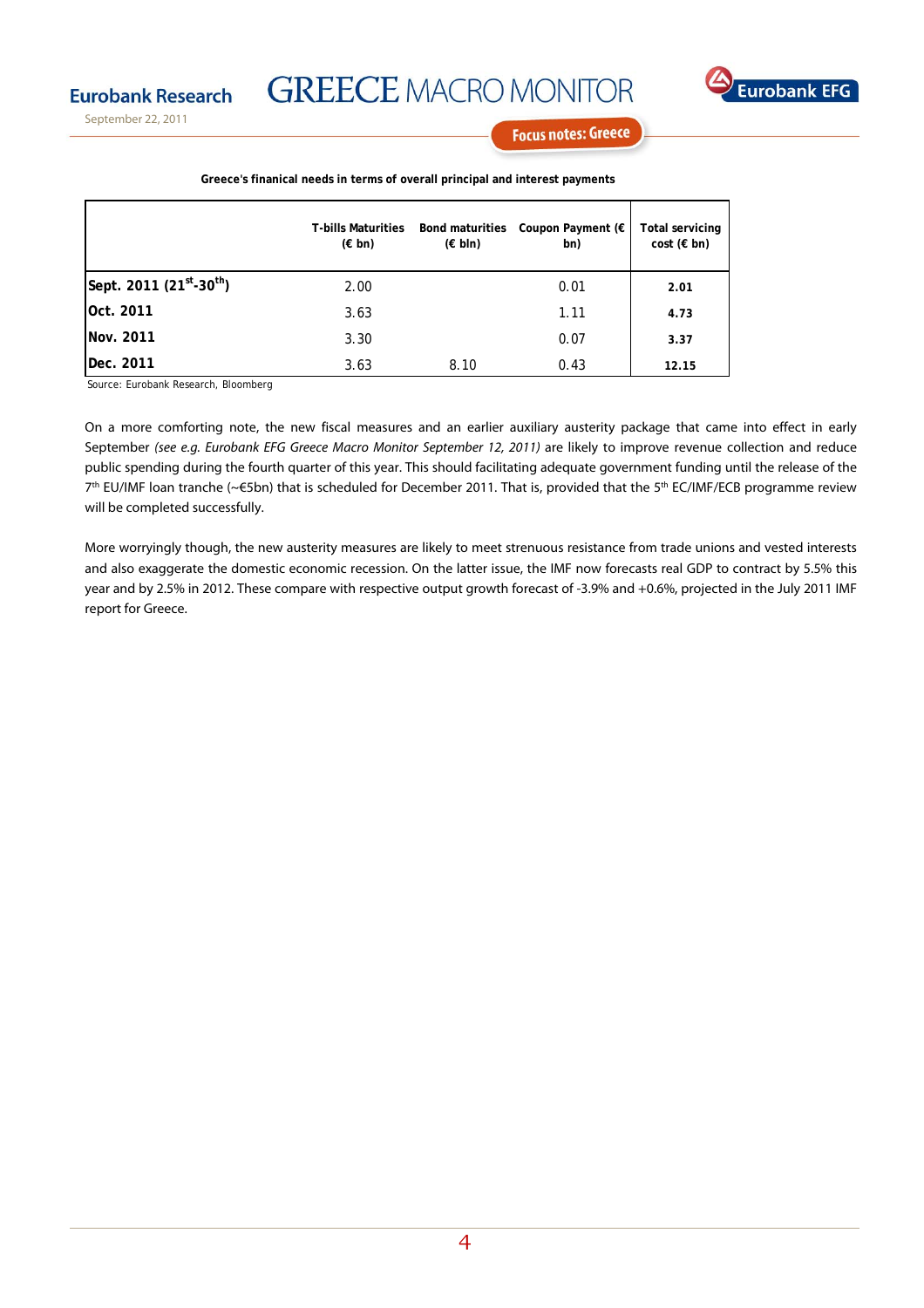**Greece's finanical needs in terms of overall principal and interest payments**

| | T-bills Maturities (€ bn) | Bond maturities (€ bln) | Coupon Payment (€ bn) | Total servicing cost (€ bn) |
|---|---|---|---|---|
| **Sept. 2011 (21st-30th)** | 2.00 | | 0.01 | **2.01** |
| **Oct. 2011** | 3.63 | | 1.11 | **4.73** |
| **Nov. 2011** | 3.30 | | 0.07 | **3.37** |
| **Dec. 2011** | 3.63 | 8.10 | 0.43 | **12.15** |

Source: Eurobank Research, Bloomberg

On a more comforting note, the new fiscal measures and an earlier auxiliary austerity package that came into effect in early September *(see e.g. Eurobank EFG Greece Macro Monitor September 12, 2011)* are likely to improve revenue collection and reduce public spending during the fourth quarter of this year. This should facilitating adequate government funding until the release of the 7th EU/IMF loan tranche (~€5bn) that is scheduled for December 2011. That is, provided that the 5th EC/IMF/ECB programme review will be completed successfully.

More worryingly though, the new austerity measures are likely to meet strenuous resistance from trade unions and vested interests and also exaggerate the domestic economic recession. On the latter issue, the IMF now forecasts real GDP to contract by 5.5% this year and by 2.5% in 2012. These compare with respective output growth forecast of -3.9% and +0.6%, projected in the July 2011 IMF report for Greece.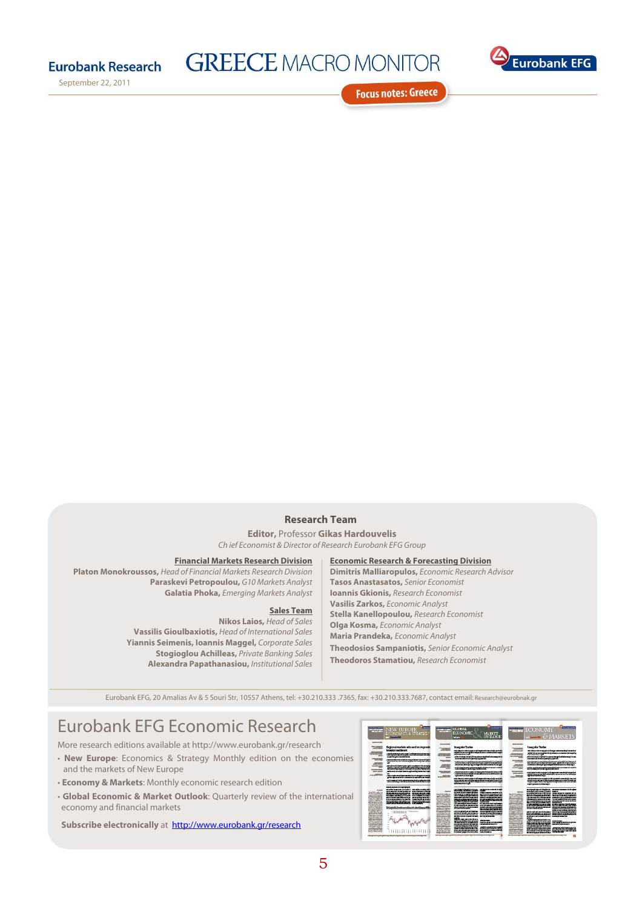## Research Team

**Editor,** Professor **Gikas Hardouvelis**
*Chief Economist & Director of Research Eurobank EFG Group*

**Financial Markets Research Division**

**Platon Monokroussos,** *Head of Financial Markets Research Division*
**Paraskevi Petropoulou,** *G10 Markets Analyst*
**Galatia Phoka,** *Emerging Markets Analyst*

**Sales Team**

**Nikos Laios,** *Head of Sales*
**Vassilis Gioulbaxiotis,** *Head of International Sales*
**Yiannis Seimenis, Ioannis Maggel,** *Corporate Sales*
**Stogioglou Achilleas,** *Private Banking Sales*
**Alexandra Papathanasiou,** *Institutional Sales*

**Economic Research & Forecasting Division**

**Dimitris Malliaropulos,** *Economic Research Advisor*
**Tasos Anastasatos,** *Senior Economist*
**Ioannis Gkionis,** *Research Economist*
**Vasilis Zarkos,** *Economic Analyst*
**Stella Kanellopoulou,** *Research Economist*
**Olga Kosma,** *Economic Analyst*
**Maria Prandeka,** *Economic Analyst*
**Theodosios Sampaniotis,** *Senior Economic Analyst*
**Theodoros Stamatiou,** *Research Economist*

Eurobank EFG, 20 Amalias Av & 5 Souri Str, 10557 Athens, tel: +30.210.333 .7365, fax: +30.210.333.7687, contact email: Research@eurobnak.gr

# Eurobank EFG Economic Research

More research editions available at http://www.eurobank.gr/research

- **New Europe**: Economics & Strategy Monthly edition on the economies and the markets of New Europe
- **Economy & Markets**: Monthly economic research edition
- **Global Economic & Market Outlook**: Quarterly review of the international economy and financial markets

**Subscribe electronically** at http://www.eurobank.gr/research